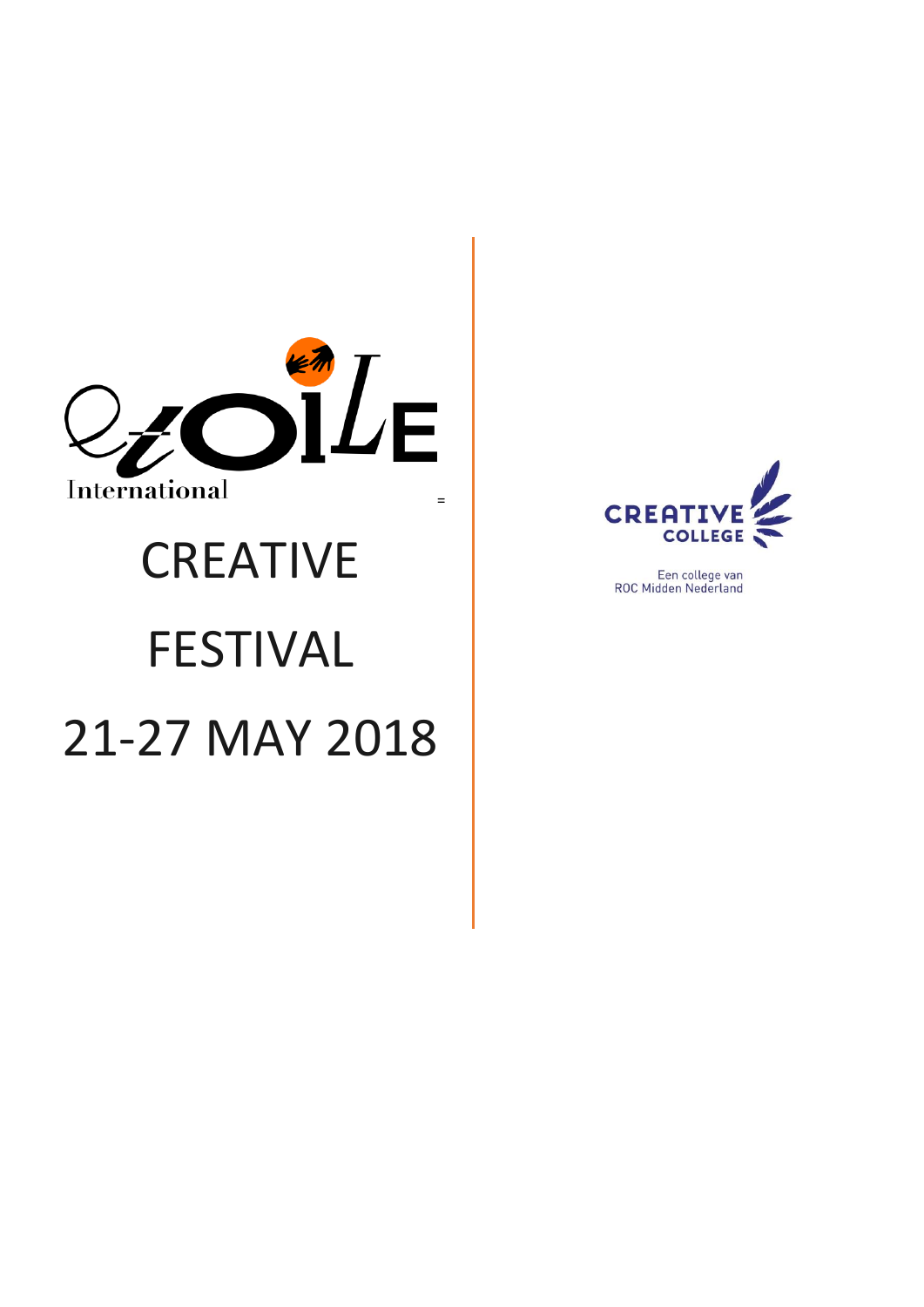etoile
International

=

# CREATIVE FESTIVAL 21-27 MAY 2018

CREATIVE COLLEGE

Een college van
ROC Midden Nederland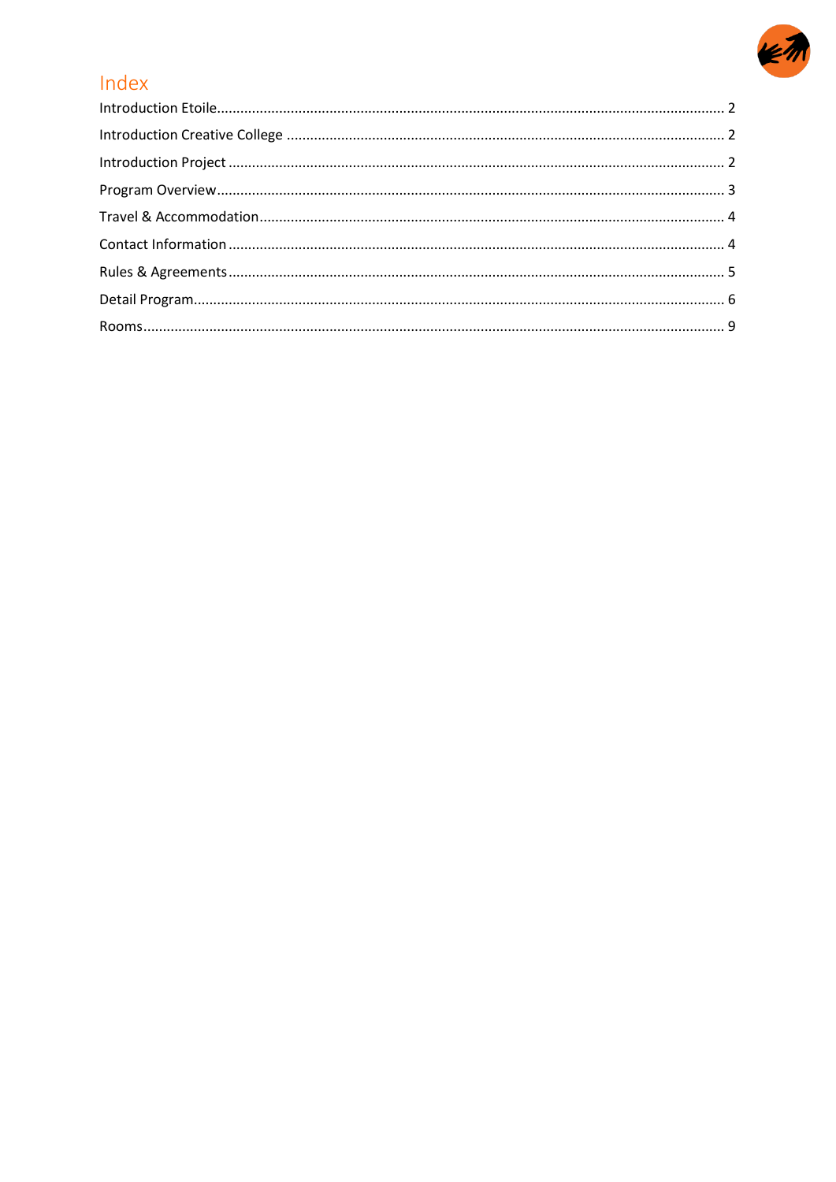# Index

Introduction Etoile ........................................................................................................................ 2

Introduction Creative College ......................................................................................................... 2

Introduction Project ........................................................................................................................ 2

Program Overview .......................................................................................................................... 3

Travel & Accommodation ................................................................................................................ 4

Contact Information ....................................................................................................................... 4

Rules & Agreements ....................................................................................................................... 5

Detail Program ................................................................................................................................ 6

Rooms ............................................................................................................................................. 9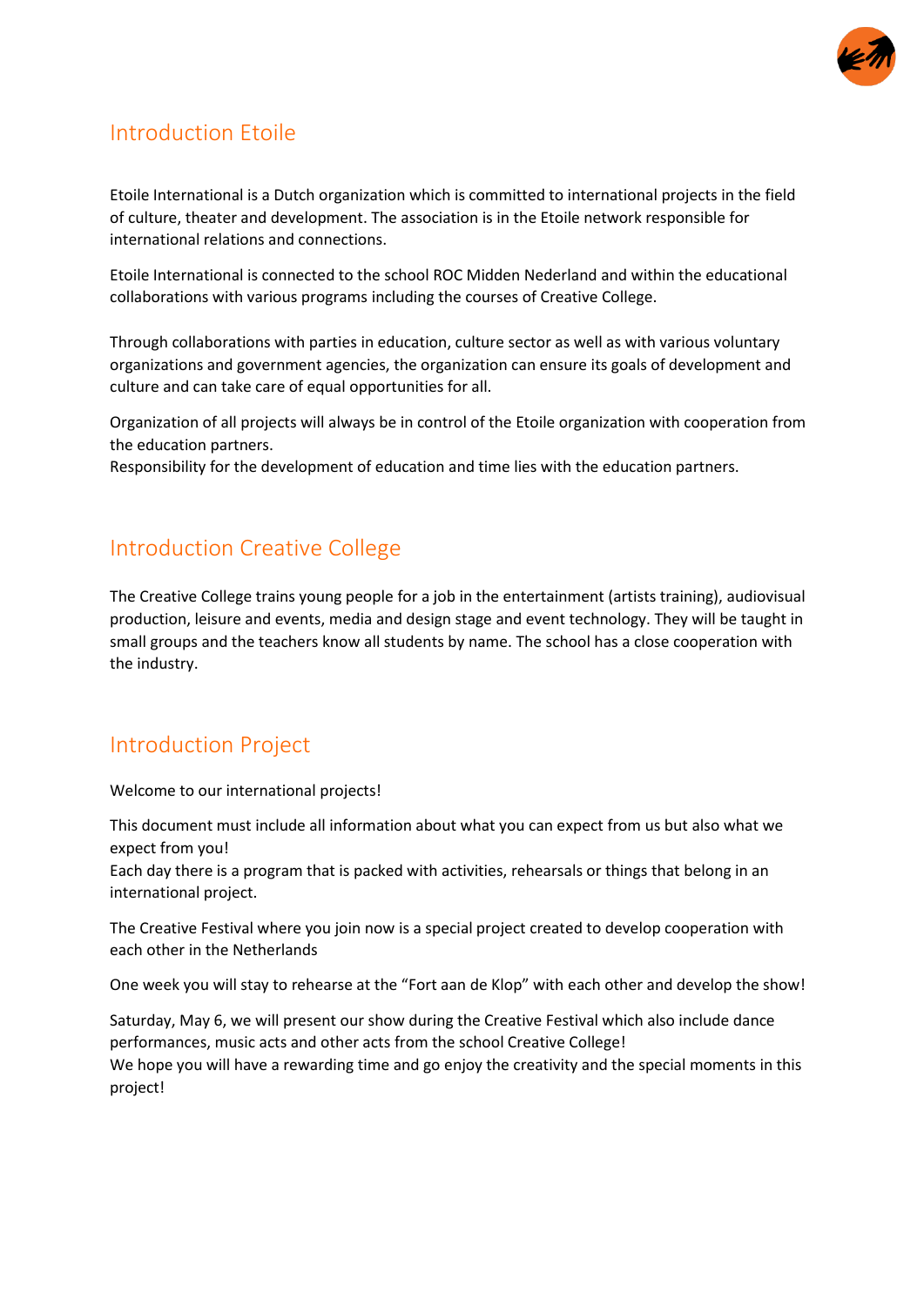## Introduction Etoile

Etoile International is a Dutch organization which is committed to international projects in the field of culture, theater and development. The association is in the Etoile network responsible for international relations and connections.

Etoile International is connected to the school ROC Midden Nederland and within the educational collaborations with various programs including the courses of Creative College.

Through collaborations with parties in education, culture sector as well as with various voluntary organizations and government agencies, the organization can ensure its goals of development and culture and can take care of equal opportunities for all.

Organization of all projects will always be in control of the Etoile organization with cooperation from the education partners.
Responsibility for the development of education and time lies with the education partners.

## Introduction Creative College

The Creative College trains young people for a job in the entertainment (artists training), audiovisual production, leisure and events, media and design stage and event technology. They will be taught in small groups and the teachers know all students by name. The school has a close cooperation with the industry.

## Introduction Project

Welcome to our international projects!

This document must include all information about what you can expect from us but also what we expect from you!
Each day there is a program that is packed with activities, rehearsals or things that belong in an international project.

The Creative Festival where you join now is a special project created to develop cooperation with each other in the Netherlands

One week you will stay to rehearse at the "Fort aan de Klop" with each other and develop the show!

Saturday, May 6, we will present our show during the Creative Festival which also include dance performances, music acts and other acts from the school Creative College!
We hope you will have a rewarding time and go enjoy the creativity and the special moments in this project!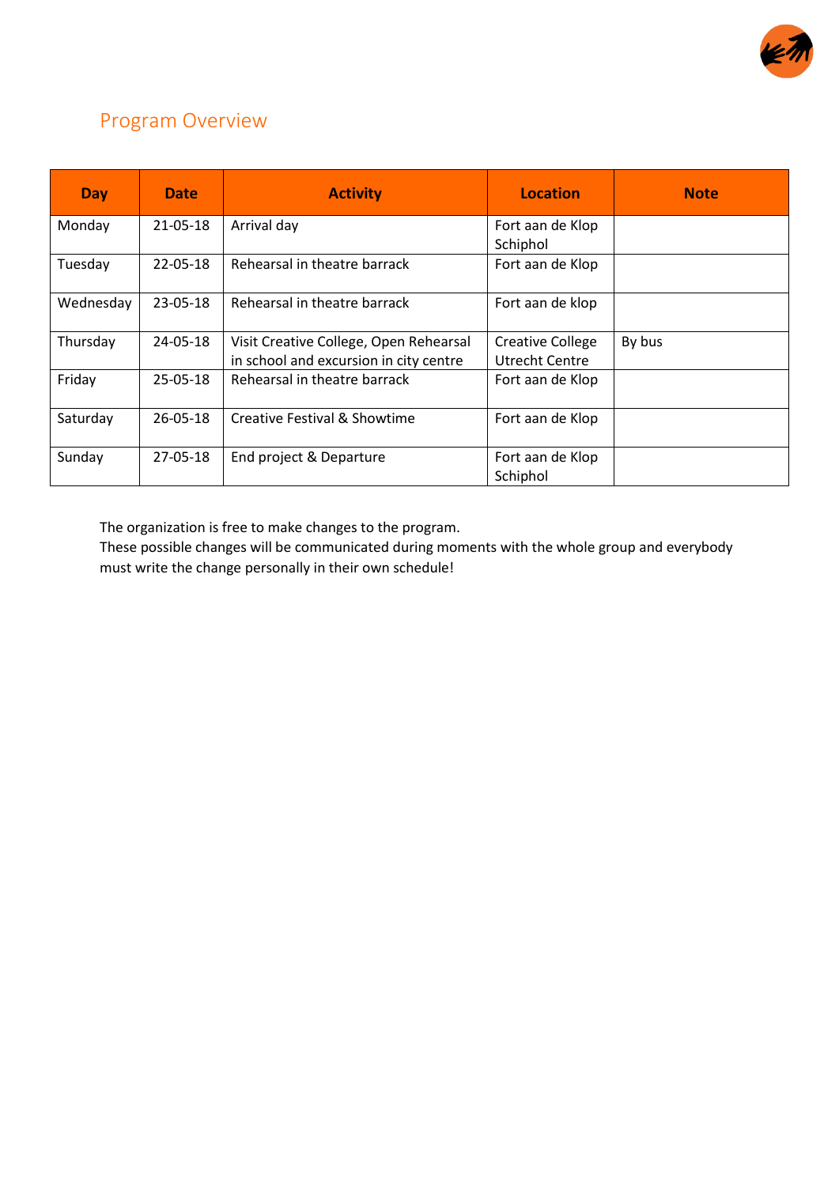## Program Overview

| Day | Date | Activity | Location | Note |
|---|---|---|---|---|
| Monday | 21-05-18 | Arrival day | Fort aan de Klop Schiphol | |
| Tuesday | 22-05-18 | Rehearsal in theatre barrack | Fort aan de Klop | |
| Wednesday | 23-05-18 | Rehearsal in theatre barrack | Fort aan de klop | |
| Thursday | 24-05-18 | Visit Creative College, Open Rehearsal in school and excursion in city centre | Creative College Utrecht Centre | By bus |
| Friday | 25-05-18 | Rehearsal in theatre barrack | Fort aan de Klop | |
| Saturday | 26-05-18 | Creative Festival & Showtime | Fort aan de Klop | |
| Sunday | 27-05-18 | End project & Departure | Fort aan de Klop Schiphol | |

The organization is free to make changes to the program.
These possible changes will be communicated during moments with the whole group and everybody must write the change personally in their own schedule!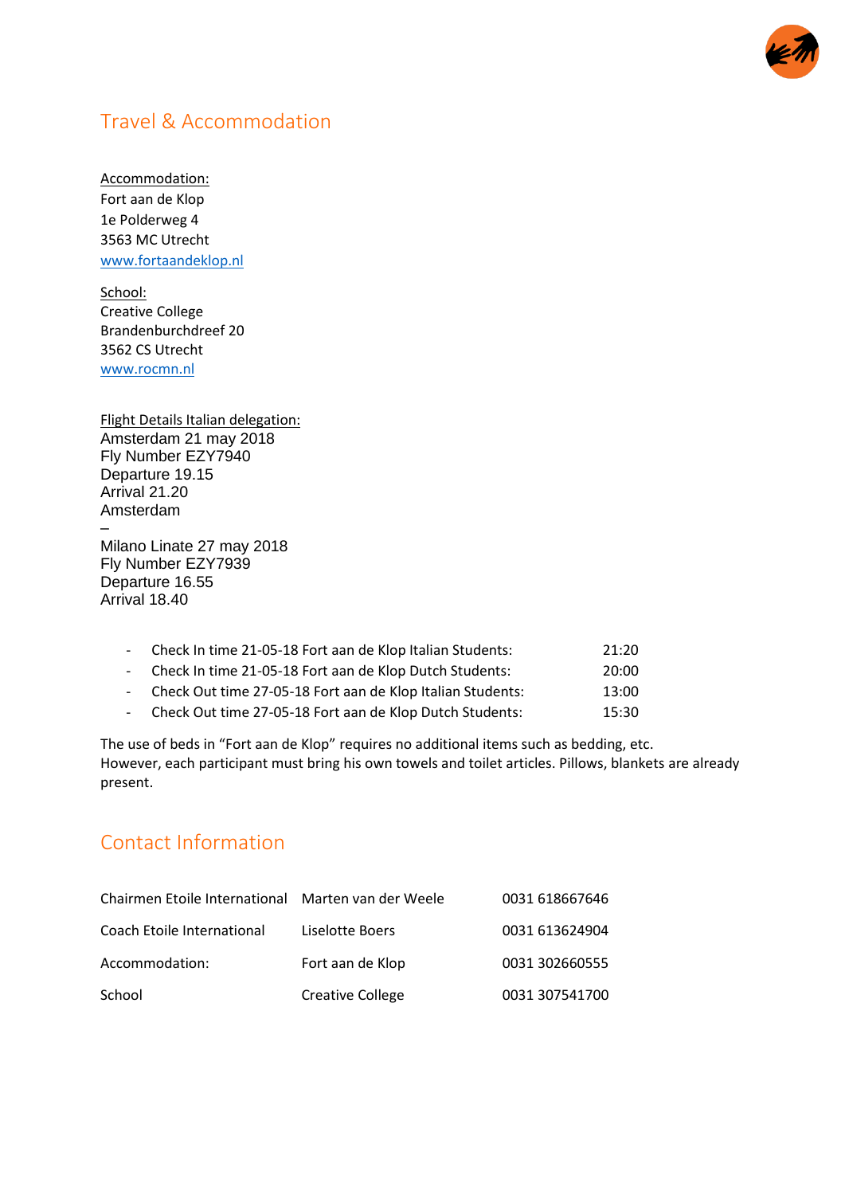## Travel & Accommodation

Accommodation:
Fort aan de Klop
1e Polderweg 4
3563 MC Utrecht
www.fortaandeklop.nl

School:
Creative College
Brandenburchdreef 20
3562 CS Utrecht
www.rocmn.nl

Flight Details Italian delegation:
Amsterdam 21 may 2018
Fly Number EZY7940
Departure 19.15
Arrival 21.20
Amsterdam
–
Milano Linate 27 may 2018
Fly Number EZY7939
Departure 16.55
Arrival 18.40

- Check In time 21-05-18 Fort aan de Klop Italian Students: 21:20
- Check In time 21-05-18 Fort aan de Klop Dutch Students: 20:00
- Check Out time 27-05-18 Fort aan de Klop Italian Students: 13:00
- Check Out time 27-05-18 Fort aan de Klop Dutch Students: 15:30

The use of beds in "Fort aan de Klop" requires no additional items such as bedding, etc.
However, each participant must bring his own towels and toilet articles. Pillows, blankets are already present.

## Contact Information

| | | |
|---|---|---|
| Chairmen Etoile International | Marten van der Weele | 0031 618667646 |
| Coach Etoile International | Liselotte Boers | 0031 613624904 |
| Accommodation: | Fort aan de Klop | 0031 302660555 |
| School | Creative College | 0031 307541700 |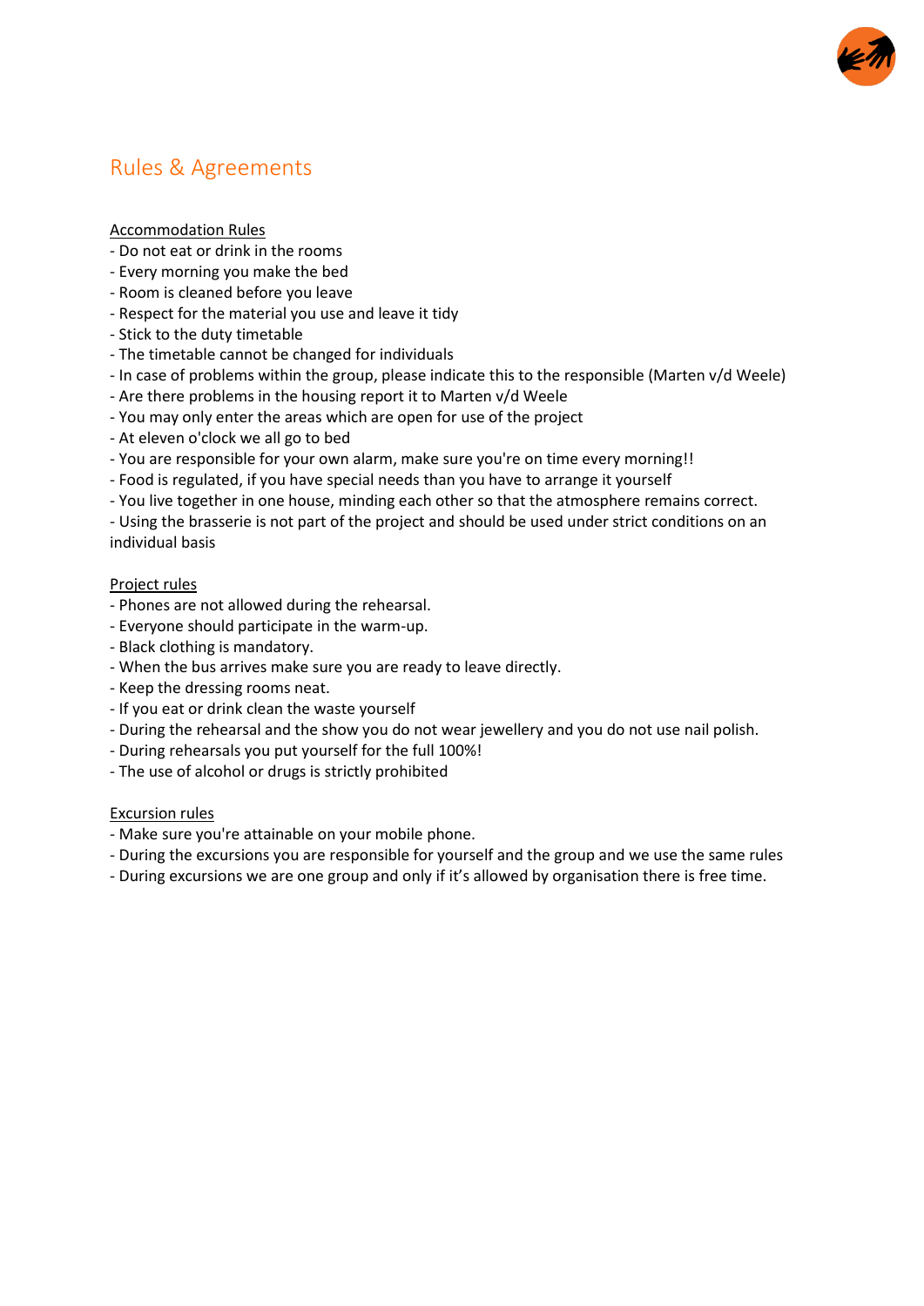# Rules & Agreements

<u>Accommodation Rules</u>

- Do not eat or drink in the rooms
- Every morning you make the bed
- Room is cleaned before you leave
- Respect for the material you use and leave it tidy
- Stick to the duty timetable
- The timetable cannot be changed for individuals
- In case of problems within the group, please indicate this to the responsible (Marten v/d Weele)
- Are there problems in the housing report it to Marten v/d Weele
- You may only enter the areas which are open for use of the project
- At eleven o'clock we all go to bed
- You are responsible for your own alarm, make sure you're on time every morning!!
- Food is regulated, if you have special needs than you have to arrange it yourself
- You live together in one house, minding each other so that the atmosphere remains correct.
- Using the brasserie is not part of the project and should be used under strict conditions on an individual basis

<u>Project rules</u>

- Phones are not allowed during the rehearsal.
- Everyone should participate in the warm-up.
- Black clothing is mandatory.
- When the bus arrives make sure you are ready to leave directly.
- Keep the dressing rooms neat.
- If you eat or drink clean the waste yourself
- During the rehearsal and the show you do not wear jewellery and you do not use nail polish.
- During rehearsals you put yourself for the full 100%!
- The use of alcohol or drugs is strictly prohibited

<u>Excursion rules</u>

- Make sure you're attainable on your mobile phone.
- During the excursions you are responsible for yourself and the group and we use the same rules
- During excursions we are one group and only if it's allowed by organisation there is free time.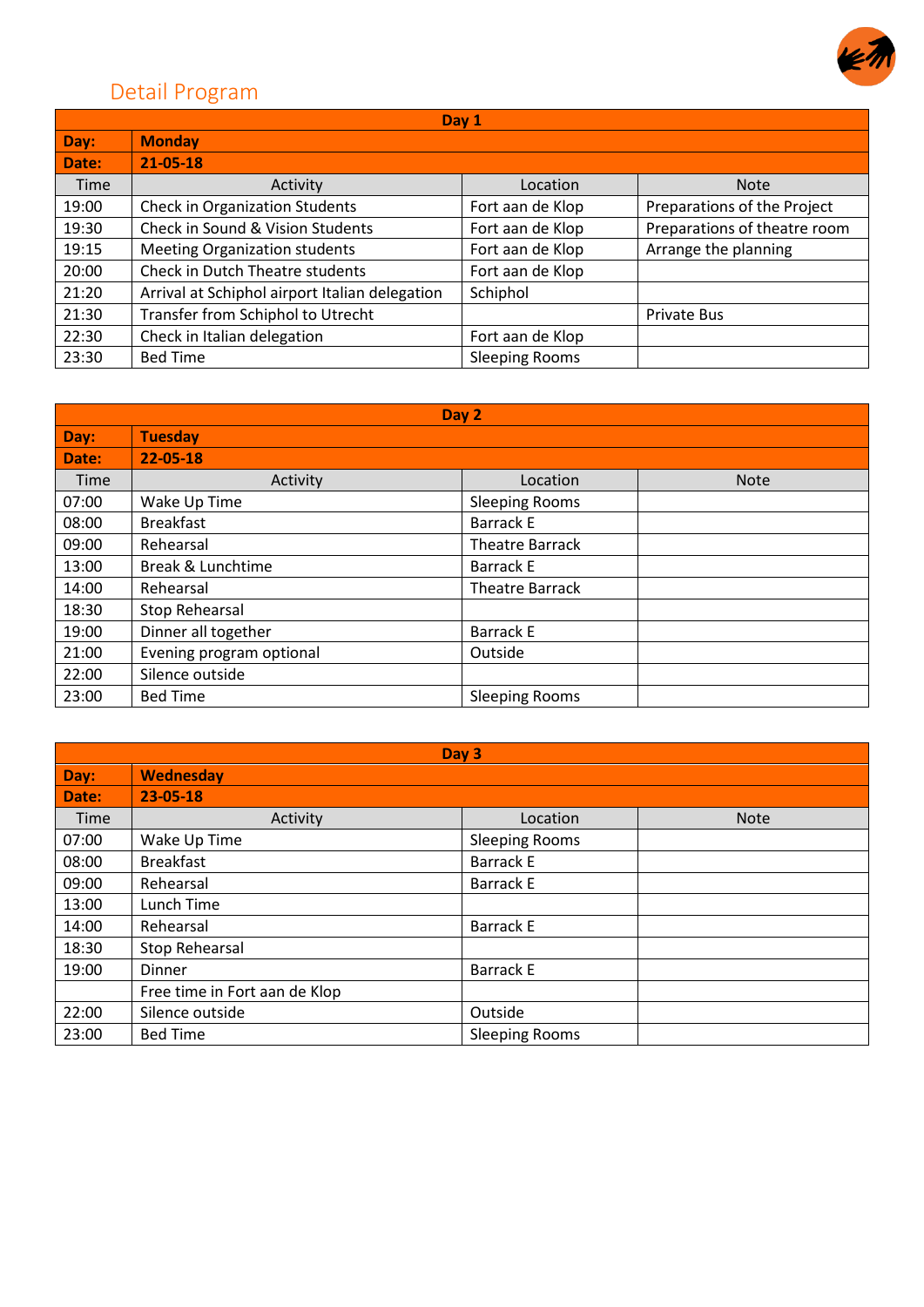## Detail Program

| Day 1 | | | |
|---|---|---|---|
| **Day:** | **Monday** | | |
| **Date:** | **21-05-18** | | |
| Time | Activity | Location | Note |
| 19:00 | Check in Organization Students | Fort aan de Klop | Preparations of the Project |
| 19:30 | Check in Sound & Vision Students | Fort aan de Klop | Preparations of theatre room |
| 19:15 | Meeting Organization students | Fort aan de Klop | Arrange the planning |
| 20:00 | Check in Dutch Theatre students | Fort aan de Klop | |
| 21:20 | Arrival at Schiphol airport Italian delegation | Schiphol | |
| 21:30 | Transfer from Schiphol to Utrecht | | Private Bus |
| 22:30 | Check in Italian delegation | Fort aan de Klop | |
| 23:30 | Bed Time | Sleeping Rooms | |

| Day 2 | | | |
|---|---|---|---|
| **Day:** | **Tuesday** | | |
| **Date:** | **22-05-18** | | |
| Time | Activity | Location | Note |
| 07:00 | Wake Up Time | Sleeping Rooms | |
| 08:00 | Breakfast | Barrack E | |
| 09:00 | Rehearsal | Theatre Barrack | |
| 13:00 | Break & Lunchtime | Barrack E | |
| 14:00 | Rehearsal | Theatre Barrack | |
| 18:30 | Stop Rehearsal | | |
| 19:00 | Dinner all together | Barrack E | |
| 21:00 | Evening program optional | Outside | |
| 22:00 | Silence outside | | |
| 23:00 | Bed Time | Sleeping Rooms | |

| Day 3 | | | |
|---|---|---|---|
| **Day:** | **Wednesday** | | |
| **Date:** | **23-05-18** | | |
| Time | Activity | Location | Note |
| 07:00 | Wake Up Time | Sleeping Rooms | |
| 08:00 | Breakfast | Barrack E | |
| 09:00 | Rehearsal | Barrack E | |
| 13:00 | Lunch Time | | |
| 14:00 | Rehearsal | Barrack E | |
| 18:30 | Stop Rehearsal | | |
| 19:00 | Dinner | Barrack E | |
| | Free time in Fort aan de Klop | | |
| 22:00 | Silence outside | Outside | |
| 23:00 | Bed Time | Sleeping Rooms | |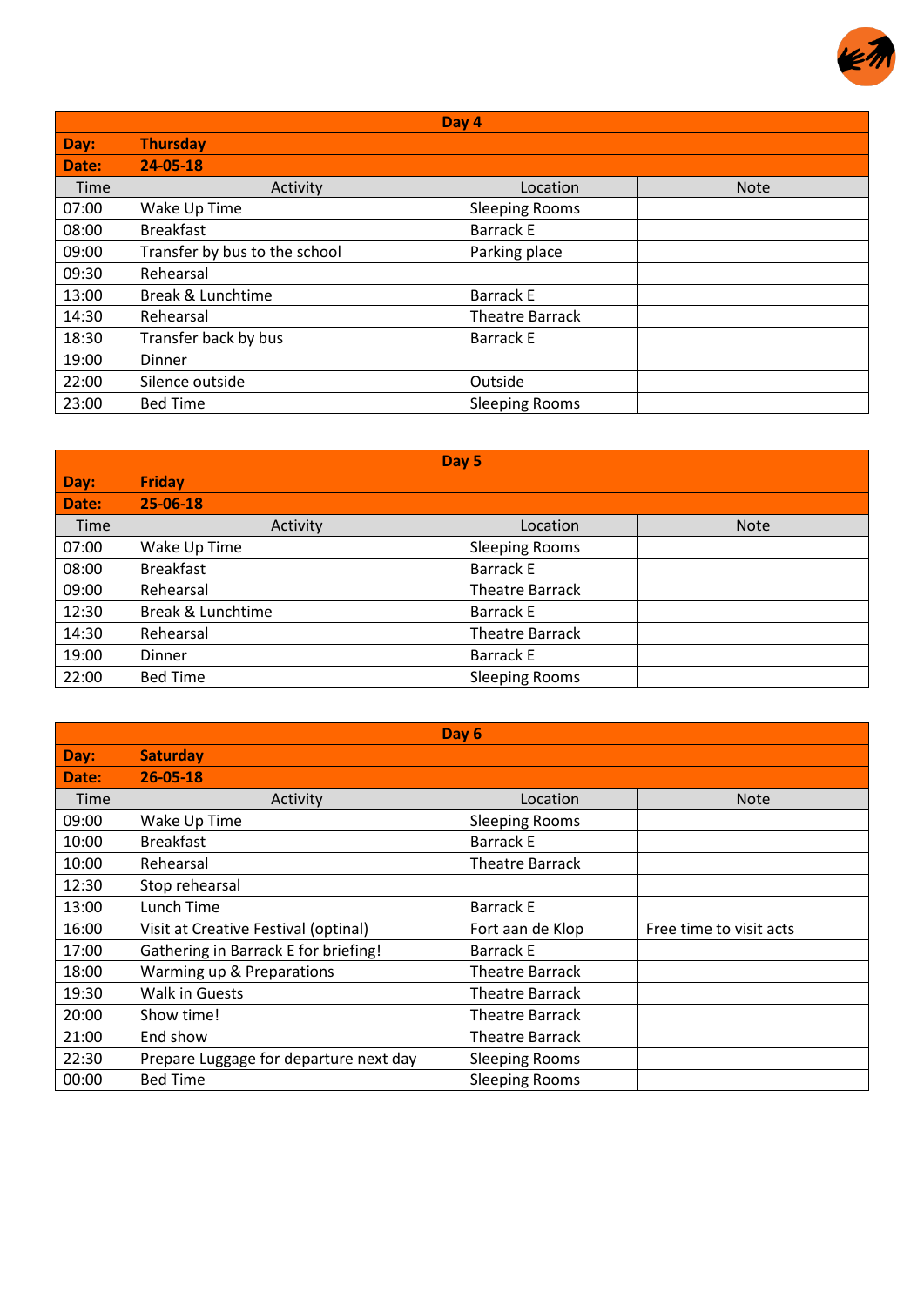| Day 4 | | | |
|---|---|---|---|
| **Day:** | **Thursday** | | |
| **Date:** | **24-05-18** | | |
| Time | Activity | Location | Note |
| 07:00 | Wake Up Time | Sleeping Rooms | |
| 08:00 | Breakfast | Barrack E | |
| 09:00 | Transfer by bus to the school | Parking place | |
| 09:30 | Rehearsal | | |
| 13:00 | Break & Lunchtime | Barrack E | |
| 14:30 | Rehearsal | Theatre Barrack | |
| 18:30 | Transfer back by bus | Barrack E | |
| 19:00 | Dinner | | |
| 22:00 | Silence outside | Outside | |
| 23:00 | Bed Time | Sleeping Rooms | |

| Day 5 | | | |
|---|---|---|---|
| **Day:** | **Friday** | | |
| **Date:** | **25-06-18** | | |
| Time | Activity | Location | Note |
| 07:00 | Wake Up Time | Sleeping Rooms | |
| 08:00 | Breakfast | Barrack E | |
| 09:00 | Rehearsal | Theatre Barrack | |
| 12:30 | Break & Lunchtime | Barrack E | |
| 14:30 | Rehearsal | Theatre Barrack | |
| 19:00 | Dinner | Barrack E | |
| 22:00 | Bed Time | Sleeping Rooms | |

| Day 6 | | | |
|---|---|---|---|
| **Day:** | **Saturday** | | |
| **Date:** | **26-05-18** | | |
| Time | Activity | Location | Note |
| 09:00 | Wake Up Time | Sleeping Rooms | |
| 10:00 | Breakfast | Barrack E | |
| 10:00 | Rehearsal | Theatre Barrack | |
| 12:30 | Stop rehearsal | | |
| 13:00 | Lunch Time | Barrack E | |
| 16:00 | Visit at Creative Festival (optinal) | Fort aan de Klop | Free time to visit acts |
| 17:00 | Gathering in Barrack E for briefing! | Barrack E | |
| 18:00 | Warming up & Preparations | Theatre Barrack | |
| 19:30 | Walk in Guests | Theatre Barrack | |
| 20:00 | Show time! | Theatre Barrack | |
| 21:00 | End show | Theatre Barrack | |
| 22:30 | Prepare Luggage for departure next day | Sleeping Rooms | |
| 00:00 | Bed Time | Sleeping Rooms | |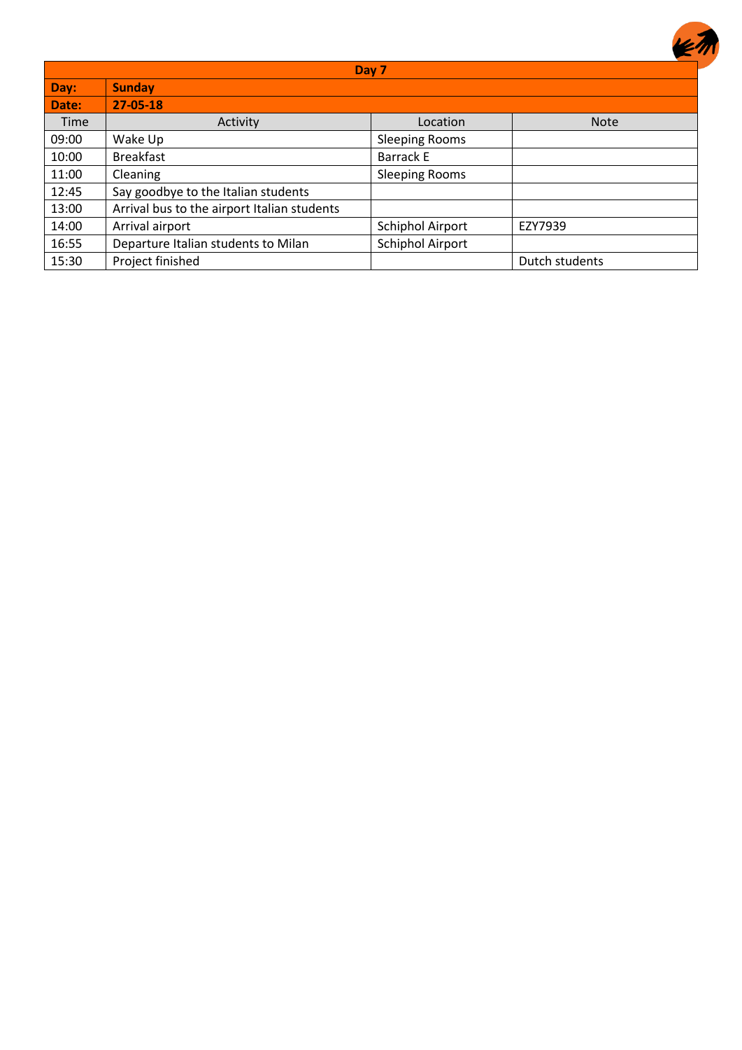| Day 7 | | | |
|---|---|---|---|
| **Day:** | **Sunday** | | |
| **Date:** | **27-05-18** | | |
| Time | Activity | Location | Note |
| 09:00 | Wake Up | Sleeping Rooms | |
| 10:00 | Breakfast | Barrack E | |
| 11:00 | Cleaning | Sleeping Rooms | |
| 12:45 | Say goodbye to the Italian students | | |
| 13:00 | Arrival bus to the airport Italian students | | |
| 14:00 | Arrival airport | Schiphol Airport | EZY7939 |
| 16:55 | Departure Italian students to Milan | Schiphol Airport | |
| 15:30 | Project finished | | Dutch students |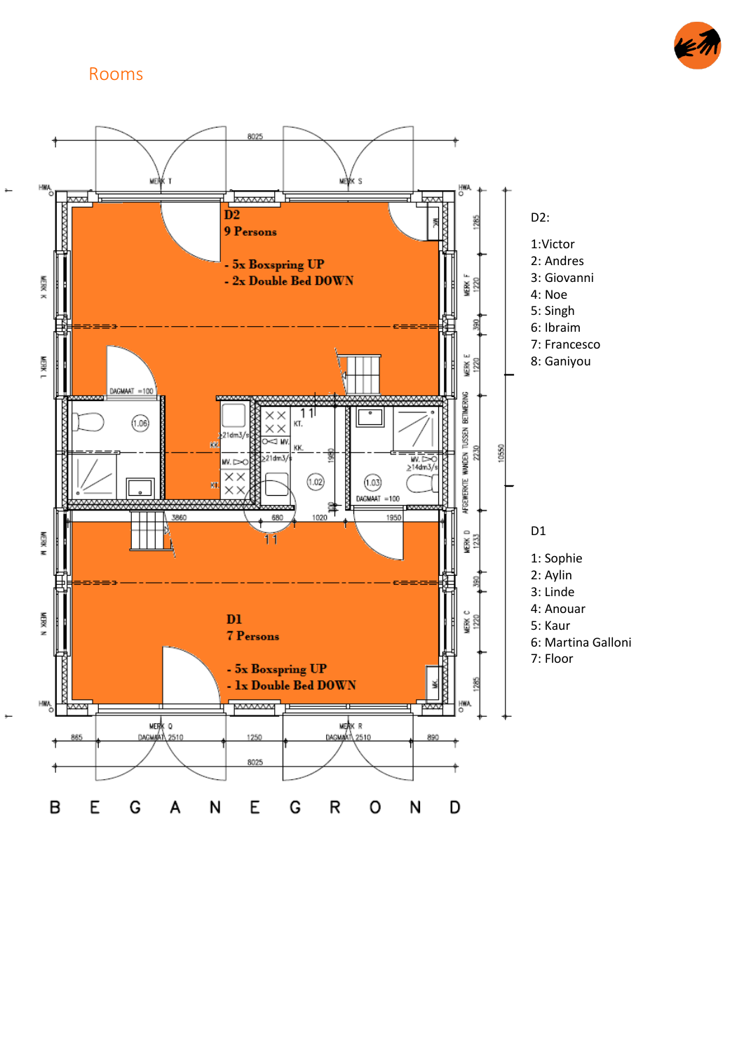# Rooms

**D2**
**9 Persons**

**- 5x Boxspring UP**
**- 2x Double Bed DOWN**

**D1**
**7 Persons**

**- 5x Boxspring UP**
**- 1x Double Bed DOWN**

BEGANEGROND

D2:

1: Victor
2: Andres
3: Giovanni
4: Noe
5: Singh
6: Ibraim
7: Francesco
8: Ganiyou

D1

1: Sophie
2: Aylin
3: Linde
4: Anouar
5: Kaur
6: Martina Galloni
7: Floor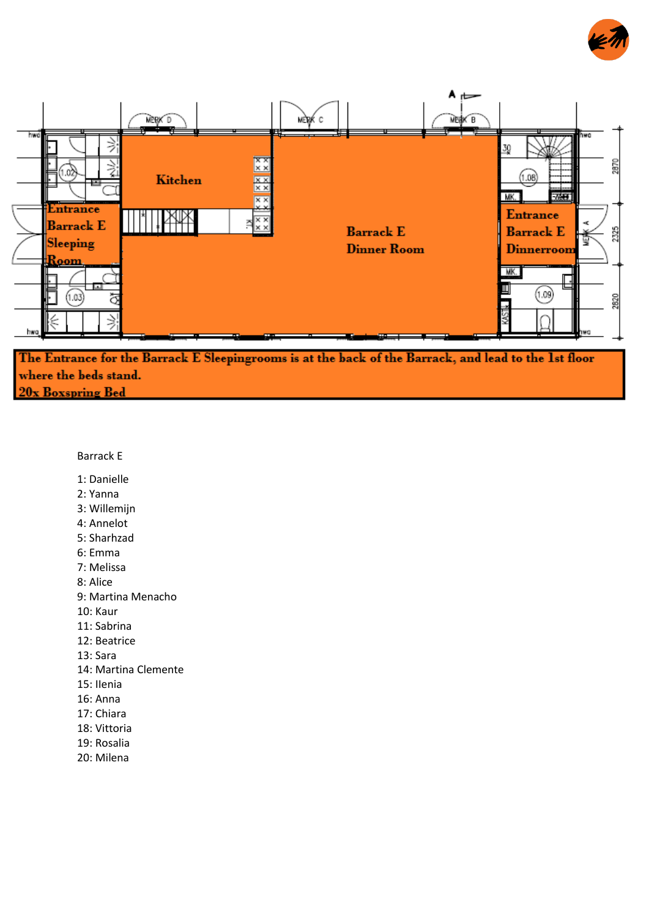Kitchen

Entrance Barrack E Sleeping Room

Barrack E Dinner Room

Entrance Barrack E Dinnerroom

**The Entrance for the Barrack E Sleepingrooms is at the back of the Barrack, and lead to the 1st floor where the beds stand.**
**20x Boxspring Bed**

Barrack E

1: Danielle
2: Yanna
3: Willemijn
4: Annelot
5: Sharhzad
6: Emma
7: Melissa
8: Alice
9: Martina Menacho
10: Kaur
11: Sabrina
12: Beatrice
13: Sara
14: Martina Clemente
15: Ilenia
16: Anna
17: Chiara
18: Vittoria
19: Rosalia
20: Milena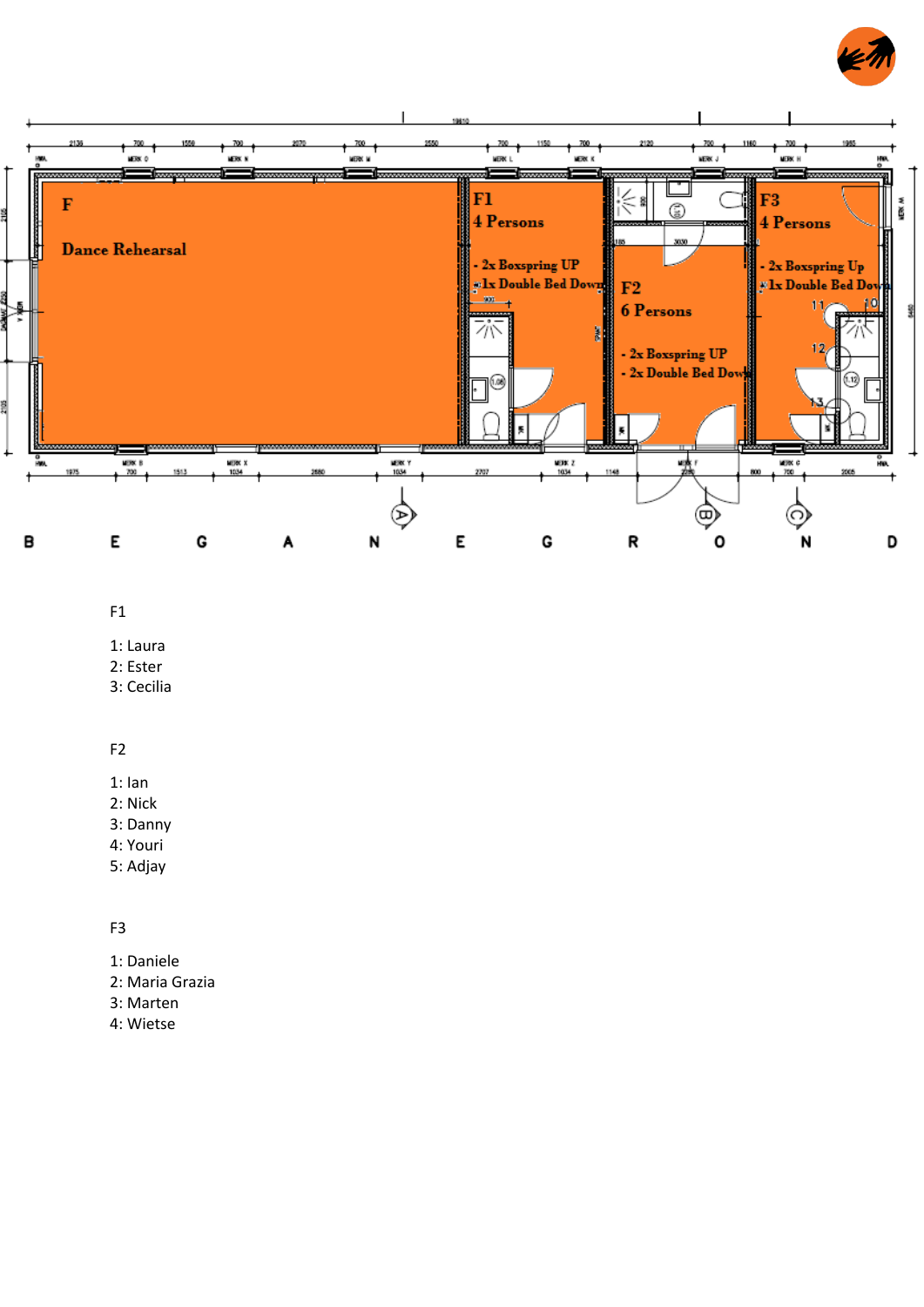F

Dance Rehearsal

F1
4 Persons

- 2x Boxspring UP
- 1x Double Bed Down

F2
6 Persons

- 2x Boxspring UP
- 2x Double Bed Down

F3
4 Persons

- 2x Boxspring Up
- 1x Double Bed Down

B E G A N E G R O N D

F1

1: Laura
2: Ester
3: Cecilia

F2

1: Ian
2: Nick
3: Danny
4: Youri
5: Adjay

F3

1: Daniele
2: Maria Grazia
3: Marten
4: Wietse